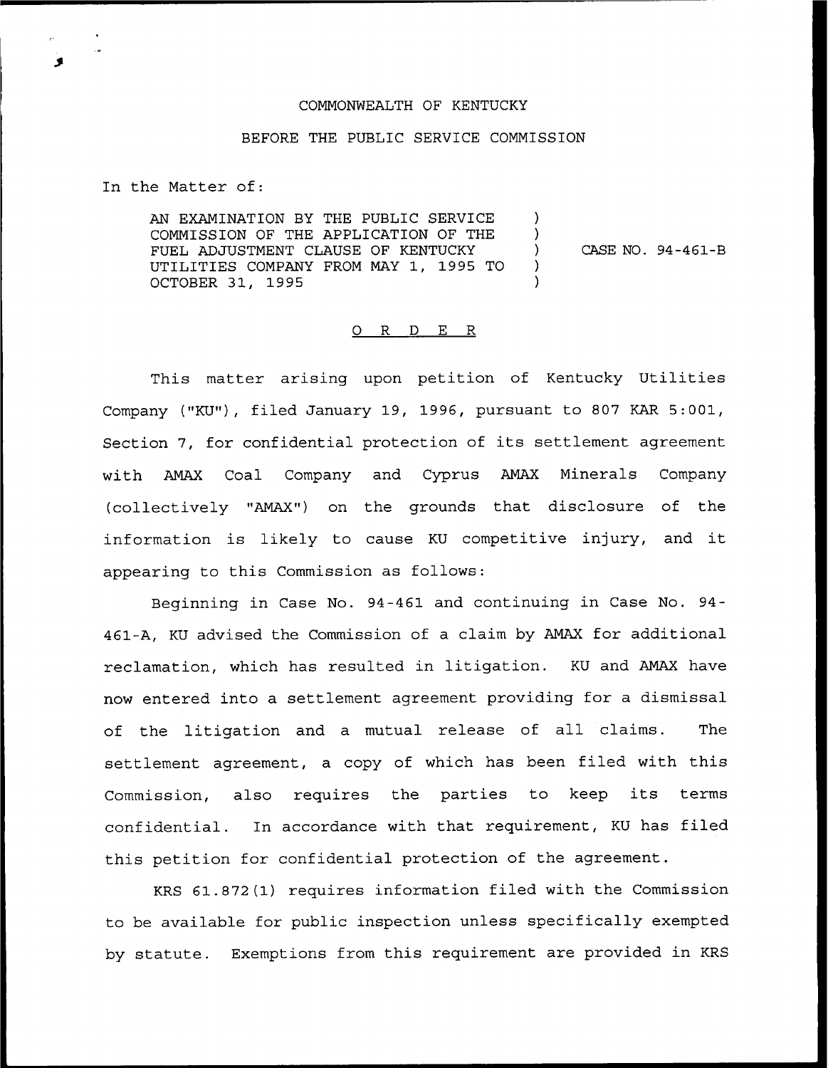COMMONWEALTH OF KENTUCKY

BEFORE THE PUBLIC SERVICE COMMISSION

In the Matter of:

| | | |
|---|---|---|
| AN EXAMINATION BY THE PUBLIC SERVICE COMMISSION OF THE APPLICATION OF THE FUEL ADJUSTMENT CLAUSE OF KENTUCKY UTILITIES COMPANY FROM MAY 1, 1995 TO OCTOBER 31, 1995 | ) ) ) ) ) | CASE NO. 94-461-B |

## O R D E R

This matter arising upon petition of Kentucky Utilities Company ("KU"), filed January 19, 1996, pursuant to 807 KAR 5:001, Section 7, for confidential protection of its settlement agreement with AMAX Coal Company and Cyprus AMAX Minerals Company (collectively "AMAX") on the grounds that disclosure of the information is likely to cause KU competitive injury, and it appearing to this Commission as follows:

Beginning in Case No. 94-461 and continuing in Case No. 94-461-A, KU advised the Commission of a claim by AMAX for additional reclamation, which has resulted in litigation. KU and AMAX have now entered into a settlement agreement providing for a dismissal of the litigation and a mutual release of all claims. The settlement agreement, a copy of which has been filed with this Commission, also requires the parties to keep its terms confidential. In accordance with that requirement, KU has filed this petition for confidential protection of the agreement.

KRS 61.872(1) requires information filed with the Commission to be available for public inspection unless specifically exempted by statute. Exemptions from this requirement are provided in KRS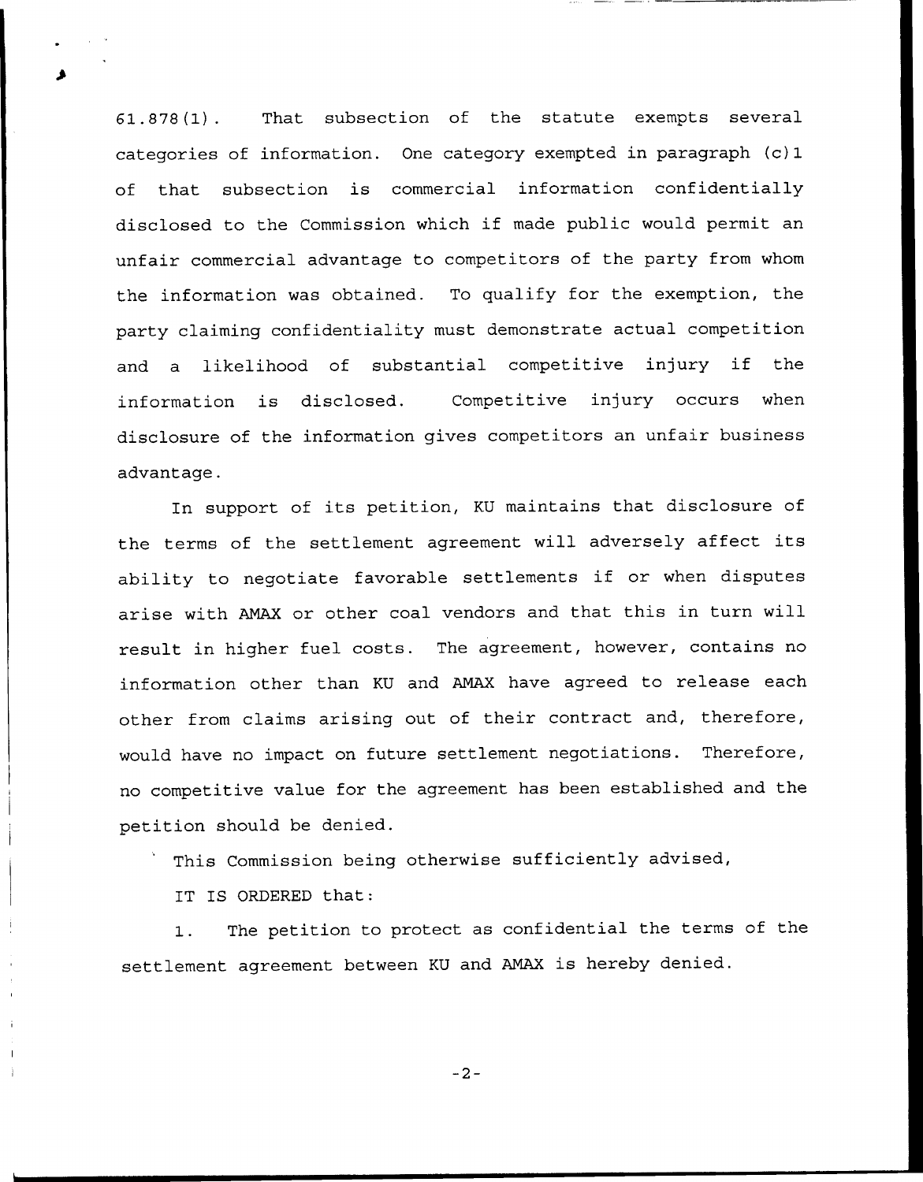61.878(1). That subsection of the statute exempts several categories of information. One category exempted in paragraph (c)1 of that subsection is commercial information confidentially disclosed to the Commission which if made public would permit an unfair commercial advantage to competitors of the party from whom the information was obtained. To qualify for the exemption, the party claiming confidentiality must demonstrate actual competition and a likelihood of substantial competitive injury if the information is disclosed. Competitive injury occurs when disclosure of the information gives competitors an unfair business advantage.

In support of its petition, KU maintains that disclosure of the terms of the settlement agreement will adversely affect its ability to negotiate favorable settlements if or when disputes arise with AMAX or other coal vendors and that this in turn will result in higher fuel costs. The agreement, however, contains no information other than KU and AMAX have agreed to release each other from claims arising out of their contract and, therefore, would have no impact on future settlement negotiations. Therefore, no competitive value for the agreement has been established and the petition should be denied.

This Commission being otherwise sufficiently advised,

IT IS ORDERED that:

1. The petition to protect as confidential the terms of the settlement agreement between KU and AMAX is hereby denied.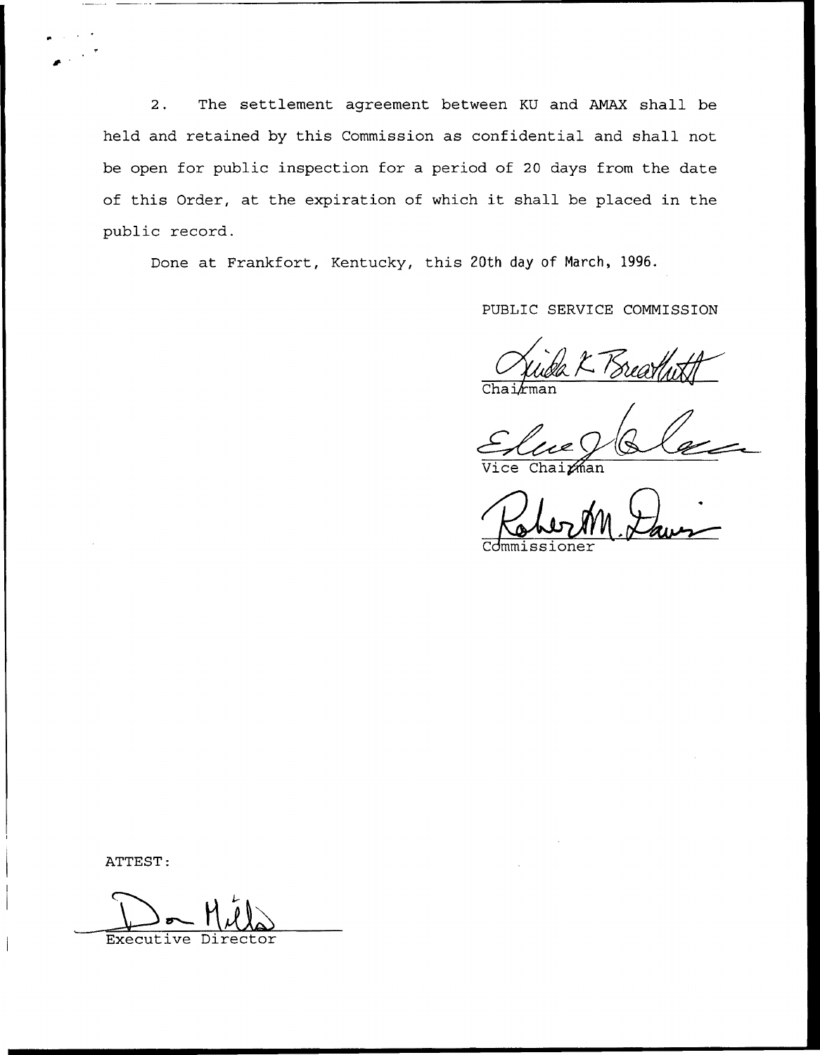2. The settlement agreement between KU and AMAX shall be held and retained by this Commission as confidential and shall not be open for public inspection for a period of 20 days from the date of this Order, at the expiration of which it shall be placed in the public record.

Done at Frankfort, Kentucky, this 20th day of March, 1996.

PUBLIC SERVICE COMMISSION

Chairman

Vice Chairman

Commissioner

ATTEST:

Executive Director